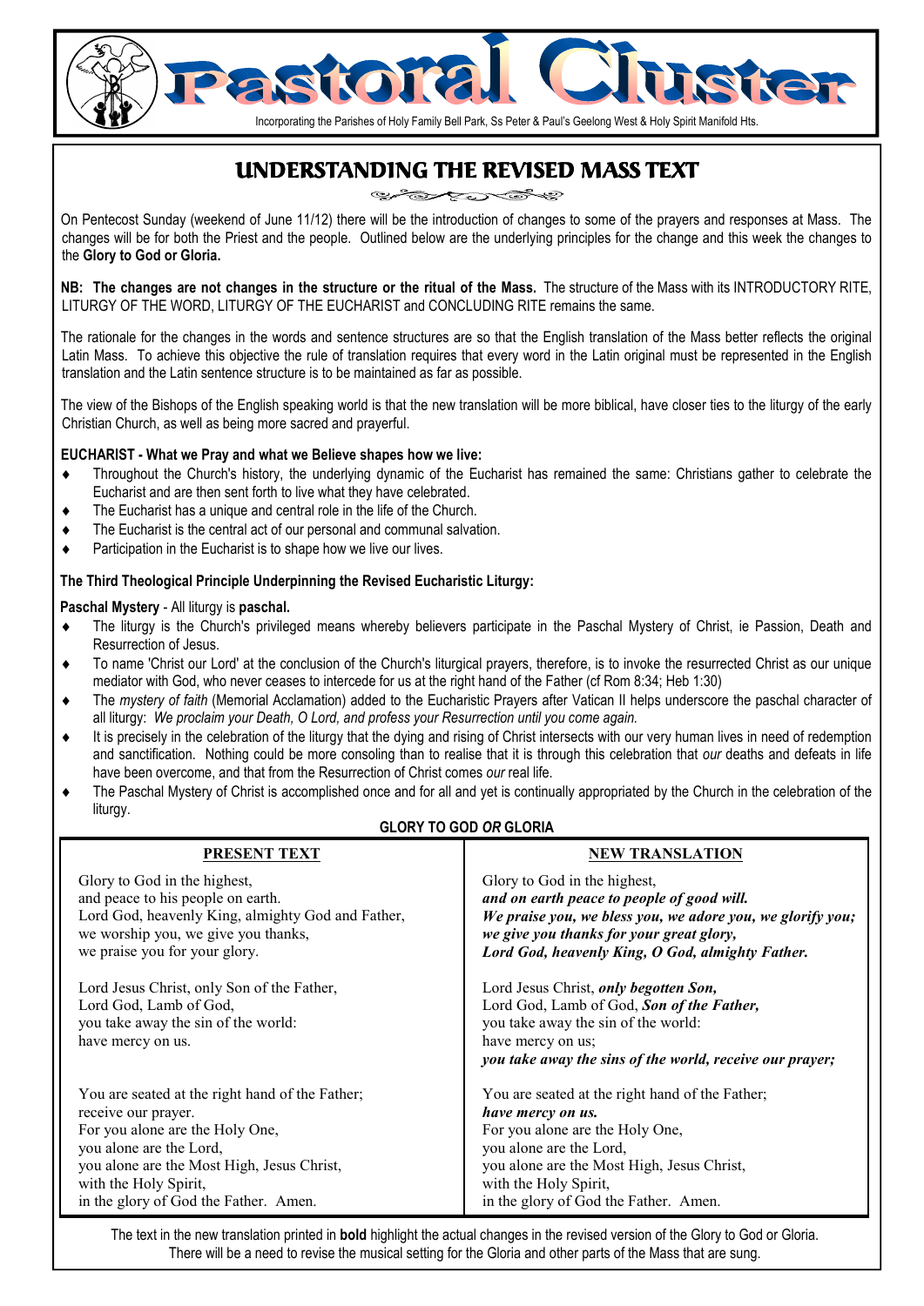# Pastoral Cluster

Incorporating the Parishes of Holy Family Bell Park, Ss Peter & Paul's Geelong West & Holy Spirit Manifold Hts.

## UNDERSTANDING THE REVISED MASS TEXT

On Pentecost Sunday (weekend of June 11/12) there will be the introduction of changes to some of the prayers and responses at Mass. The changes will be for both the Priest and the people. Outlined below are the underlying principles for the change and this week the changes to the **Glory to God or Gloria.**

**NB: The changes are not changes in the structure or the ritual of the Mass.** The structure of the Mass with its INTRODUCTORY RITE, LITURGY OF THE WORD, LITURGY OF THE EUCHARIST and CONCLUDING RITE remains the same.

The rationale for the changes in the words and sentence structures are so that the English translation of the Mass better reflects the original Latin Mass. To achieve this objective the rule of translation requires that every word in the Latin original must be represented in the English translation and the Latin sentence structure is to be maintained as far as possible.

The view of the Bishops of the English speaking world is that the new translation will be more biblical, have closer ties to the liturgy of the early Christian Church, as well as being more sacred and prayerful.

**EUCHARIST - What we Pray and what we Believe shapes how we live:**

- Throughout the Church's history, the underlying dynamic of the Eucharist has remained the same: Christians gather to celebrate the Eucharist and are then sent forth to live what they have celebrated.
- The Eucharist has a unique and central role in the life of the Church.
- The Eucharist is the central act of our personal and communal salvation.
- Participation in the Eucharist is to shape how we live our lives.

**The Third Theological Principle Underpinning the Revised Eucharistic Liturgy:**

**Paschal Mystery** - All liturgy is **paschal.**

- The liturgy is the Church's privileged means whereby believers participate in the Paschal Mystery of Christ, ie Passion, Death and Resurrection of Jesus.
- To name 'Christ our Lord' at the conclusion of the Church's liturgical prayers, therefore, is to invoke the resurrected Christ as our unique mediator with God, who never ceases to intercede for us at the right hand of the Father (cf Rom 8:34; Heb 1:30)
- The *mystery of faith* (Memorial Acclamation) added to the Eucharistic Prayers after Vatican II helps underscore the paschal character of all liturgy: *We proclaim your Death, O Lord, and profess your Resurrection until you come again.*
- It is precisely in the celebration of the liturgy that the dying and rising of Christ intersects with our very human lives in need of redemption and sanctification. Nothing could be more consoling than to realise that it is through this celebration that *our* deaths and defeats in life have been overcome, and that from the Resurrection of Christ comes *our* real life.
- The Paschal Mystery of Christ is accomplished once and for all and yet is continually appropriated by the Church in the celebration of the liturgy.

**GLORY TO GOD *OR* GLORIA**

| PRESENT TEXT | NEW TRANSLATION |
|---|---|
| Glory to God in the highest,<br>and peace to his people on earth.<br>Lord God, heavenly King, almighty God and Father,<br>we worship you, we give you thanks,<br>we praise you for your glory. | Glory to God in the highest,<br>***and on earth peace to people of good will.***<br>***We praise you, we bless you, we adore you, we glorify you;***<br>***we give you thanks for your great glory,***<br>***Lord God, heavenly King, O God, almighty Father.*** |
| Lord Jesus Christ, only Son of the Father,<br>Lord God, Lamb of God,<br>you take away the sin of the world:<br>have mercy on us. | Lord Jesus Christ, ***only begotten Son,***<br>Lord God, Lamb of God, ***Son of the Father,***<br>you take away the sin of the world:<br>have mercy on us;<br>***you take away the sins of the world, receive our prayer;*** |
| You are seated at the right hand of the Father;<br>receive our prayer.<br>For you alone are the Holy One,<br>you alone are the Lord,<br>you alone are the Most High, Jesus Christ,<br>with the Holy Spirit,<br>in the glory of God the Father. Amen. | You are seated at the right hand of the Father;<br>***have mercy on us.***<br>For you alone are the Holy One,<br>you alone are the Lord,<br>you alone are the Most High, Jesus Christ,<br>with the Holy Spirit,<br>in the glory of God the Father. Amen. |

The text in the new translation printed in **bold** highlight the actual changes in the revised version of the Glory to God or Gloria. There will be a need to revise the musical setting for the Gloria and other parts of the Mass that are sung.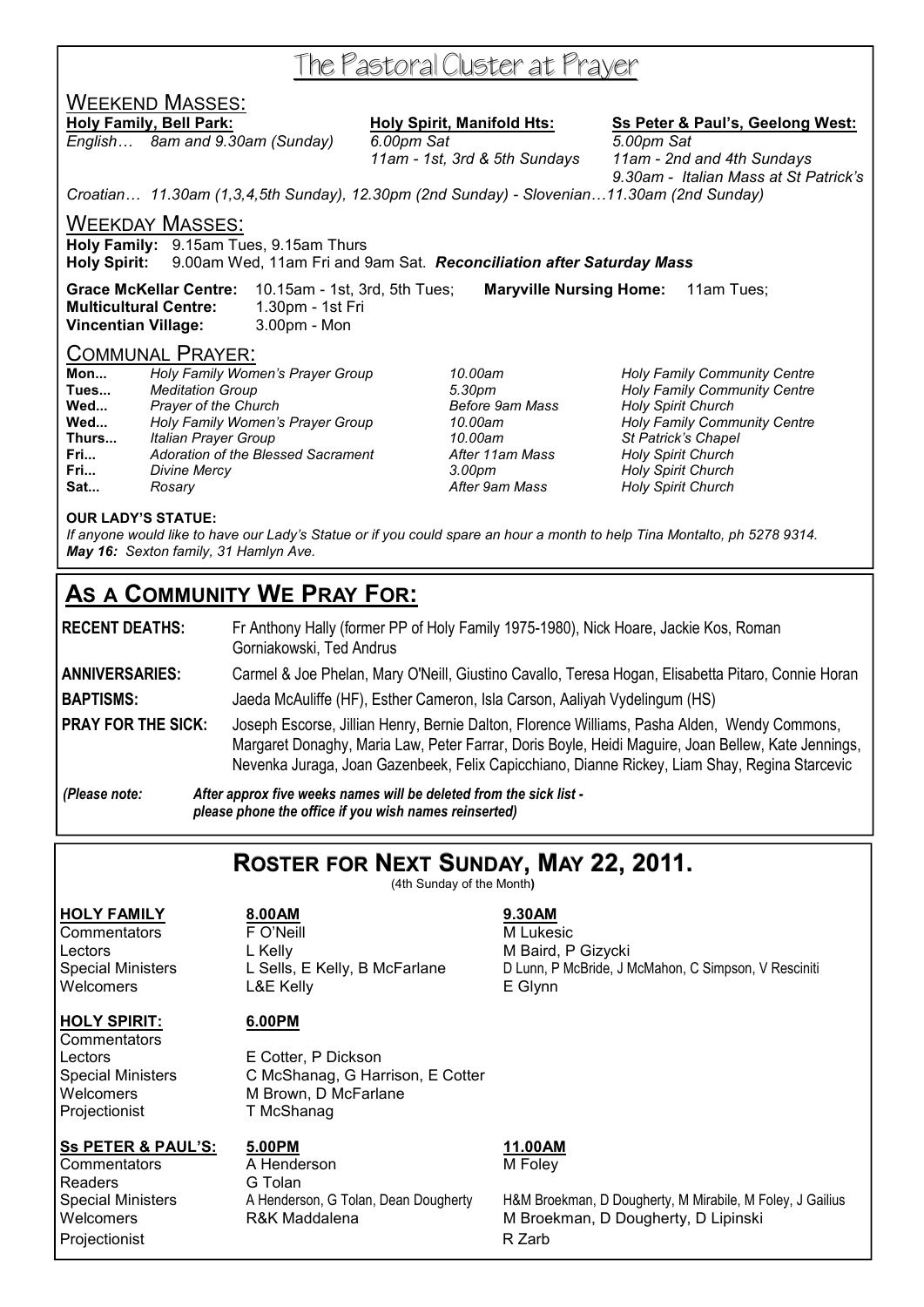# The Pastoral Cluster at Prayer

## Weekend Masses:

**Holy Family, Bell Park:**
*English… 8am and 9.30am (Sunday)*

**Holy Spirit, Manifold Hts:**
*6.00pm Sat*
*11am - 1st, 3rd & 5th Sundays*

**Ss Peter & Paul's, Geelong West:**
*5.00pm Sat*
*11am - 2nd and 4th Sundays*
*9.30am - Italian Mass at St Patrick's*

*Croatian… 11.30am (1,3,4,5th Sunday), 12.30pm (2nd Sunday) - Slovenian…11.30am (2nd Sunday)*

## Weekday Masses:

**Holy Family:** 9.15am Tues, 9.15am Thurs
**Holy Spirit:** 9.00am Wed, 11am Fri and 9am Sat. ***Reconciliation after Saturday Mass***

**Grace McKellar Centre:** 10.15am - 1st, 3rd, 5th Tues; **Maryville Nursing Home:** 11am Tues;
**Multicultural Centre:** 1.30pm - 1st Fri
**Vincentian Village:** 3.00pm - Mon

## Communal Prayer:

| | | | |
|---|---|---|---|
| **Mon...** | *Holy Family Women's Prayer Group* | *10.00am* | *Holy Family Community Centre* |
| **Tues...** | *Meditation Group* | *5.30pm* | *Holy Family Community Centre* |
| **Wed...** | *Prayer of the Church* | *Before 9am Mass* | *Holy Spirit Church* |
| **Wed...** | *Holy Family Women's Prayer Group* | *10.00am* | *Holy Family Community Centre* |
| **Thurs...** | *Italian Prayer Group* | *10.00am* | *St Patrick's Chapel* |
| **Fri...** | *Adoration of the Blessed Sacrament* | *After 11am Mass* | *Holy Spirit Church* |
| **Fri...** | *Divine Mercy* | *3.00pm* | *Holy Spirit Church* |
| **Sat...** | *Rosary* | *After 9am Mass* | *Holy Spirit Church* |

**OUR LADY'S STATUE:**
*If anyone would like to have our Lady's Statue or if you could spare an hour a month to help Tina Montalto, ph 5278 9314.*
***May 16:** Sexton family, 31 Hamlyn Ave.*

# As a Community We Pray For:

**RECENT DEATHS:** Fr Anthony Hally (former PP of Holy Family 1975-1980), Nick Hoare, Jackie Kos, Roman Gorniakowski, Ted Andrus

**ANNIVERSARIES:** Carmel & Joe Phelan, Mary O'Neill, Giustino Cavallo, Teresa Hogan, Elisabetta Pitaro, Connie Horan

**BAPTISMS:** Jaeda McAuliffe (HF), Esther Cameron, Isla Carson, Aaliyah Vydelingum (HS)

**PRAY FOR THE SICK:** Joseph Escorse, Jillian Henry, Bernie Dalton, Florence Williams, Pasha Alden, Wendy Commons, Margaret Donaghy, Maria Law, Peter Farrar, Doris Boyle, Heidi Maguire, Joan Bellew, Kate Jennings, Nevenka Juraga, Joan Gazenbeek, Felix Capicchiano, Dianne Rickey, Liam Shay, Regina Starcevic

*(Please note: **After approx five weeks names will be deleted from the sick list - please phone the office if you wish names reinserted)***

# Roster for Next Sunday, May 22, 2011.

(4th Sunday of the Month)

| **HOLY FAMILY** | **8.00AM** | **9.30AM** |
|---|---|---|
| Commentators | F O'Neill | M Lukesic |
| Lectors | L Kelly | M Baird, P Gizycki |
| Special Ministers | L Sells, E Kelly, B McFarlane | D Lunn, P McBride, J McMahon, C Simpson, V Resciniti |
| Welcomers | L&E Kelly | E Glynn |

| **HOLY SPIRIT:** | **6.00PM** |
|---|---|
| Commentators | |
| Lectors | E Cotter, P Dickson |
| Special Ministers | C McShanag, G Harrison, E Cotter |
| Welcomers | M Brown, D McFarlane |
| Projectionist | T McShanag |

| **Ss PETER & PAUL'S:** | **5.00PM** | **11.00AM** |
|---|---|---|
| Commentators | A Henderson | M Foley |
| Readers | G Tolan | |
| Special Ministers | A Henderson, G Tolan, Dean Dougherty | H&M Broekman, D Dougherty, M Mirabile, M Foley, J Gailius |
| Welcomers | R&K Maddalena | M Broekman, D Dougherty, D Lipinski |
| Projectionist | | R Zarb |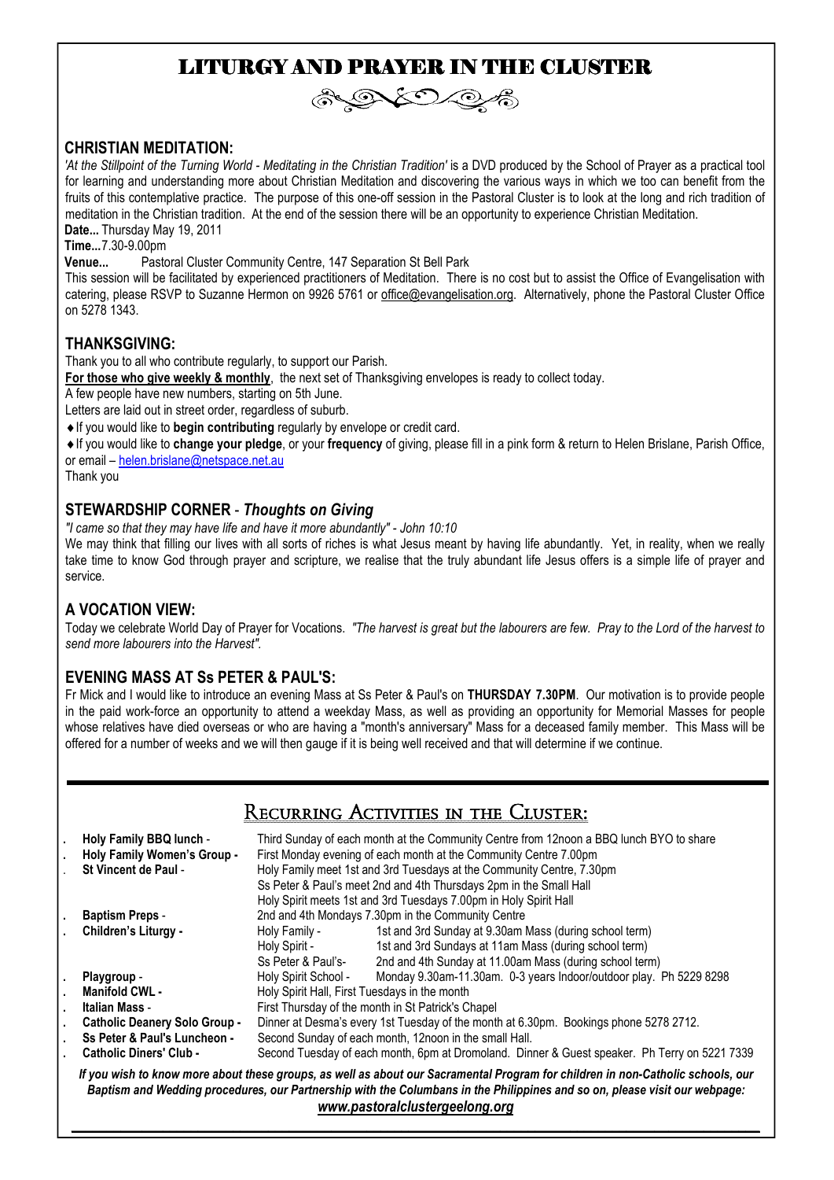# LITURGY AND PRAYER IN THE CLUSTER

## CHRISTIAN MEDITATION:

*'At the Stillpoint of the Turning World - Meditating in the Christian Tradition'* is a DVD produced by the School of Prayer as a practical tool for learning and understanding more about Christian Meditation and discovering the various ways in which we too can benefit from the fruits of this contemplative practice. The purpose of this one-off session in the Pastoral Cluster is to look at the long and rich tradition of meditation in the Christian tradition. At the end of the session there will be an opportunity to experience Christian Meditation.

**Date...** Thursday May 19, 2011

**Time...**7.30-9.00pm

**Venue...** Pastoral Cluster Community Centre, 147 Separation St Bell Park

This session will be facilitated by experienced practitioners of Meditation. There is no cost but to assist the Office of Evangelisation with catering, please RSVP to Suzanne Hermon on 9926 5761 or office@evangelisation.org. Alternatively, phone the Pastoral Cluster Office on 5278 1343.

## THANKSGIVING:

Thank you to all who contribute regularly, to support our Parish.

**For those who give weekly & monthly**, the next set of Thanksgiving envelopes is ready to collect today.

A few people have new numbers, starting on 5th June.

Letters are laid out in street order, regardless of suburb.

- If you would like to **begin contributing** regularly by envelope or credit card.
- If you would like to **change your pledge**, or your **frequency** of giving, please fill in a pink form & return to Helen Brislane, Parish Office, or email – helen.brislane@netspace.net.au

Thank you

## STEWARDSHIP CORNER - *Thoughts on Giving*

*"I came so that they may have life and have it more abundantly" - John 10:10*

We may think that filling our lives with all sorts of riches is what Jesus meant by having life abundantly. Yet, in reality, when we really take time to know God through prayer and scripture, we realise that the truly abundant life Jesus offers is a simple life of prayer and service.

## A VOCATION VIEW:

Today we celebrate World Day of Prayer for Vocations. *"The harvest is great but the labourers are few. Pray to the Lord of the harvest to send more labourers into the Harvest".*

## EVENING MASS AT Ss PETER & PAUL'S:

Fr Mick and I would like to introduce an evening Mass at Ss Peter & Paul's on **THURSDAY 7.30PM**. Our motivation is to provide people in the paid work-force an opportunity to attend a weekday Mass, as well as providing an opportunity for Memorial Masses for people whose relatives have died overseas or who are having a "month's anniversary" Mass for a deceased family member. This Mass will be offered for a number of weeks and we will then gauge if it is being well received and that will determine if we continue.

## Recurring Activities in the Cluster:

- **Holy Family BBQ lunch** - Third Sunday of each month at the Community Centre from 12noon a BBQ lunch BYO to share
- **Holy Family Women's Group** - First Monday evening of each month at the Community Centre 7.00pm
- **St Vincent de Paul** - Holy Family meet 1st and 3rd Tuesdays at the Community Centre, 7.30pm
  - Ss Peter & Paul's meet 2nd and 4th Thursdays 2pm in the Small Hall
  - Holy Spirit meets 1st and 3rd Tuesdays 7.00pm in Holy Spirit Hall
- **Baptism Preps** - 2nd and 4th Mondays 7.30pm in the Community Centre
- **Children's Liturgy** -
  - Holy Family - 1st and 3rd Sunday at 9.30am Mass (during school term)
  - Holy Spirit - 1st and 3rd Sundays at 11am Mass (during school term)
  - Ss Peter & Paul's- 2nd and 4th Sunday at 11.00am Mass (during school term)
- **Playgroup** - Holy Spirit School - Monday 9.30am-11.30am. 0-3 years Indoor/outdoor play. Ph 5229 8298
- **Manifold CWL** - Holy Spirit Hall, First Tuesdays in the month
- **Italian Mass** - First Thursday of the month in St Patrick's Chapel
- **Catholic Deanery Solo Group** - Dinner at Desma's every 1st Tuesday of the month at 6.30pm. Bookings phone 5278 2712.
- **Ss Peter & Paul's Luncheon** - Second Sunday of each month, 12noon in the small Hall.
- **Catholic Diners' Club** - Second Tuesday of each month, 6pm at Dromoland. Dinner & Guest speaker. Ph Terry on 5221 7339

***If you wish to know more about these groups, as well as about our Sacramental Program for children in non-Catholic schools, our Baptism and Wedding procedures, our Partnership with the Columbans in the Philippines and so on, please visit our webpage: www.pastoralclustergeelong.org***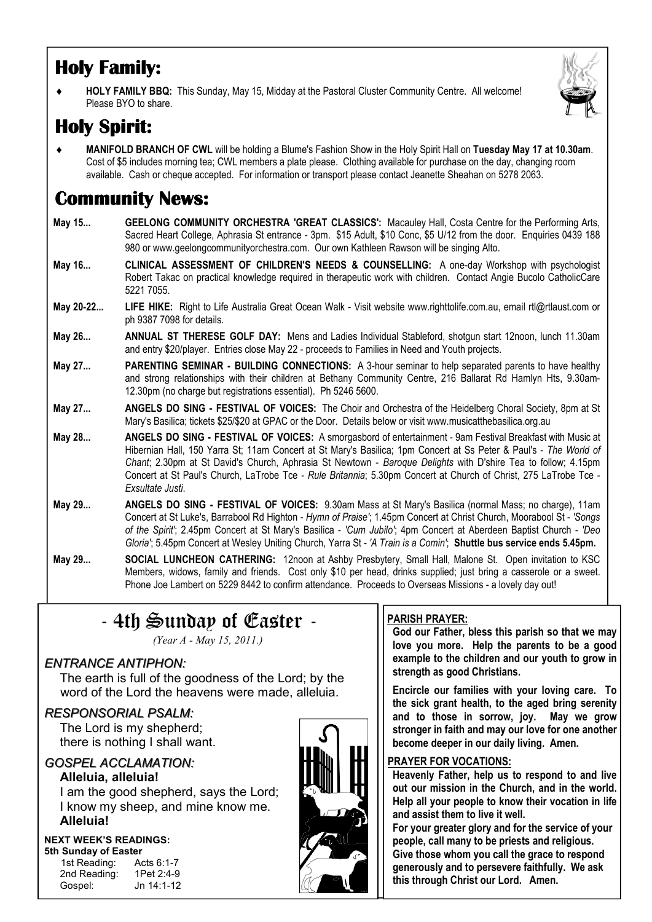## Holy Family:

- **HOLY FAMILY BBQ:** This Sunday, May 15, Midday at the Pastoral Cluster Community Centre. All welcome! Please BYO to share.

## Holy Spirit:

- **MANIFOLD BRANCH OF CWL** will be holding a Blume's Fashion Show in the Holy Spirit Hall on **Tuesday May 17 at 10.30am**. Cost of $5 includes morning tea; CWL members a plate please. Clothing available for purchase on the day, changing room available. Cash or cheque accepted. For information or transport please contact Jeanette Sheahan on 5278 2063.

## Community News:

**May 15...** **GEELONG COMMUNITY ORCHESTRA 'GREAT CLASSICS':** Macauley Hall, Costa Centre for the Performing Arts, Sacred Heart College, Aphrasia St entrance - 3pm. $15 Adult, $10 Conc, $5 U/12 from the door. Enquiries 0439 188 980 or www.geelongcommunityorchestra.com. Our own Kathleen Rawson will be singing Alto.

**May 16...** **CLINICAL ASSESSMENT OF CHILDREN'S NEEDS & COUNSELLING:** A one-day Workshop with psychologist Robert Takac on practical knowledge required in therapeutic work with children. Contact Angie Bucolo CatholicCare 5221 7055.

**May 20-22...** **LIFE HIKE:** Right to Life Australia Great Ocean Walk - Visit website www.righttolife.com.au, email rtl@rtlaust.com or ph 9387 7098 for details.

**May 26...** **ANNUAL ST THERESE GOLF DAY:** Mens and Ladies Individual Stableford, shotgun start 12noon, lunch 11.30am and entry $20/player. Entries close May 22 - proceeds to Families in Need and Youth projects.

**May 27...** **PARENTING SEMINAR - BUILDING CONNECTIONS:** A 3-hour seminar to help separated parents to have healthy and strong relationships with their children at Bethany Community Centre, 216 Ballarat Rd Hamlyn Hts, 9.30am-12.30pm (no charge but registrations essential). Ph 5246 5600.

**May 27...** **ANGELS DO SING - FESTIVAL OF VOICES:** The Choir and Orchestra of the Heidelberg Choral Society, 8pm at St Mary's Basilica; tickets $25/$20 at GPAC or the Door. Details below or visit www.musicatthebasilica.org.au

**May 28...** **ANGELS DO SING - FESTIVAL OF VOICES:** A smorgasbord of entertainment - 9am Festival Breakfast with Music at Hibernian Hall, 150 Yarra St; 11am Concert at St Mary's Basilica; 1pm Concert at Ss Peter & Paul's - *The World of Chant*; 2.30pm at St David's Church, Aphrasia St Newtown - *Baroque Delights* with D'shire Tea to follow; 4.15pm Concert at St Paul's Church, LaTrobe Tce - *Rule Britannia*; 5.30pm Concert at Church of Christ, 275 LaTrobe Tce - *Exsultate Justi.*

**May 29...** **ANGELS DO SING - FESTIVAL OF VOICES:** 9.30am Mass at St Mary's Basilica (normal Mass; no charge), 11am Concert at St Luke's, Barrabool Rd Highton - *Hymn of Praise'*; 1.45pm Concert at Christ Church, Moorabool St - *'Songs of the Spirit'*; 2.45pm Concert at St Mary's Basilica - *'Cum Jubilo'*; 4pm Concert at Aberdeen Baptist Church - *'Deo Gloria'*; 5.45pm Concert at Wesley Uniting Church, Yarra St - *'A Train is a Comin'*; **Shuttle bus service ends 5.45pm.**

**May 29...** **SOCIAL LUNCHEON CATHERING:** 12noon at Ashby Presbytery, Small Hall, Malone St. Open invitation to KSC Members, widows, family and friends. Cost only $10 per head, drinks supplied; just bring a casserole or a sweet. Phone Joe Lambert on 5229 8442 to confirm attendance. Proceeds to Overseas Missions - a lovely day out!

# - 4th Sunday of Easter -

*(Year A - May 15, 2011.)*

### *ENTRANCE ANTIPHON:*

The earth is full of the goodness of the Lord; by the word of the Lord the heavens were made, alleluia.

### *RESPONSORIAL PSALM:*

The Lord is my shepherd;
there is nothing I shall want.

### *GOSPEL ACCLAMATION:*

**Alleluia, alleluia!**
I am the good shepherd, says the Lord;
I know my sheep, and mine know me.
**Alleluia!**

**NEXT WEEK'S READINGS:**
**5th Sunday of Easter**

| | |
|---|---|
| 1st Reading: | Acts 6:1-7 |
| 2nd Reading: | 1Pet 2:4-9 |
| Gospel: | Jn 14:1-12 |

**PARISH PRAYER:**

**God our Father, bless this parish so that we may love you more. Help the parents to be a good example to the children and our youth to grow in strength as good Christians.**

**Encircle our families with your loving care. To the sick grant health, to the aged bring serenity and to those in sorrow, joy. May we grow stronger in faith and may our love for one another become deeper in our daily living. Amen.**

**PRAYER FOR VOCATIONS:**

**Heavenly Father, help us to respond to and live out our mission in the Church, and in the world. Help all your people to know their vocation in life and assist them to live it well.**
**For your greater glory and for the service of your people, call many to be priests and religious.**
**Give those whom you call the grace to respond generously and to persevere faithfully. We ask this through Christ our Lord. Amen.**